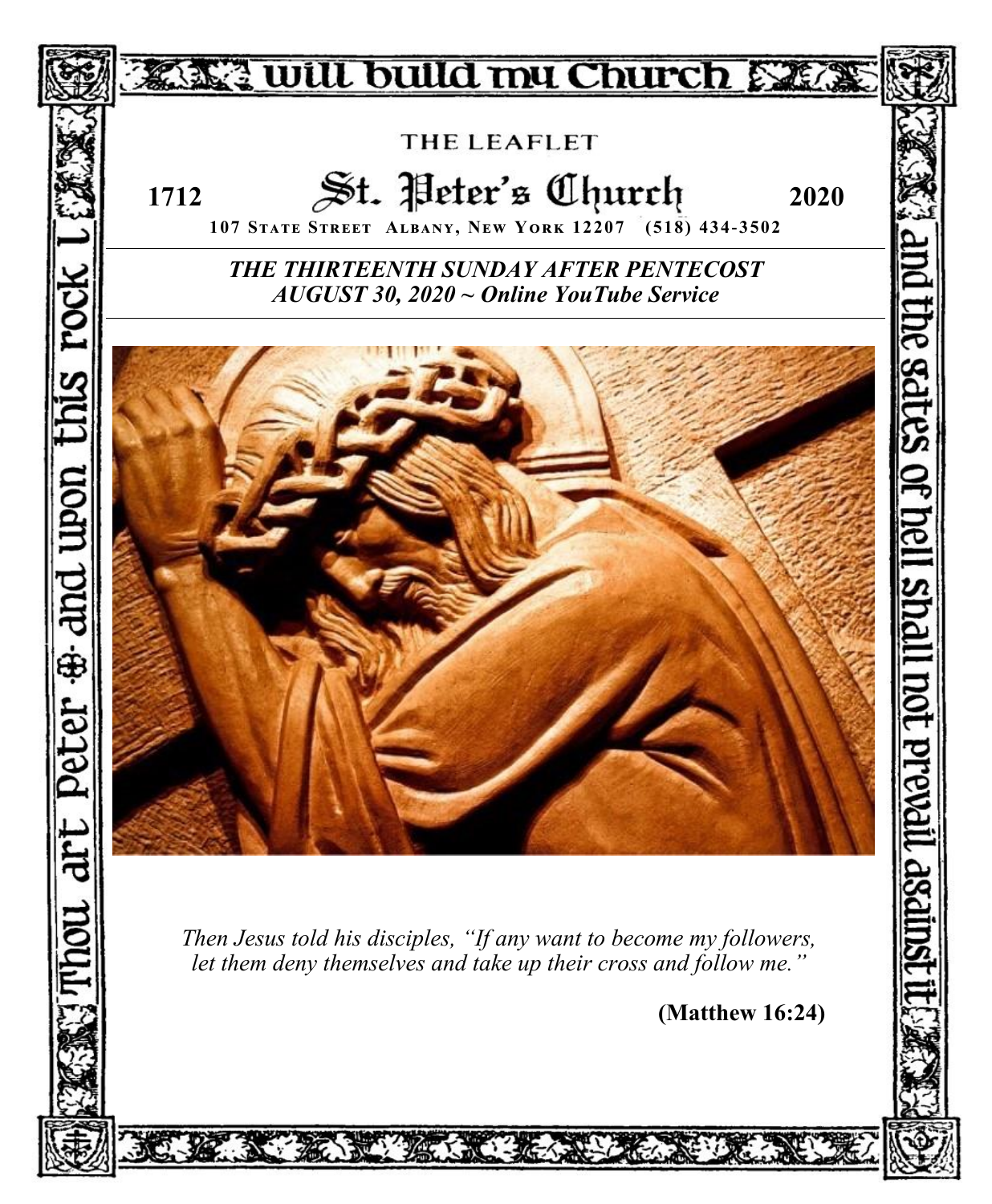will build my Church

THE LEAFLET

# St. Peter's Church

1712 2020

**107 STATE STREET ALBANY, NEW YORK 12207 (518) 434-3502**

***THE THIRTEENTH SUNDAY AFTER PENTECOST***
***AUGUST 30, 2020 ~ Online YouTube Service***

*Then Jesus told his disciples, "If any want to become my followers, let them deny themselves and take up their cross and follow me."*

**(Matthew 16:24)**

Thou art Peter ✠ and upon this rock I

and the gates of hell shall not prevail against it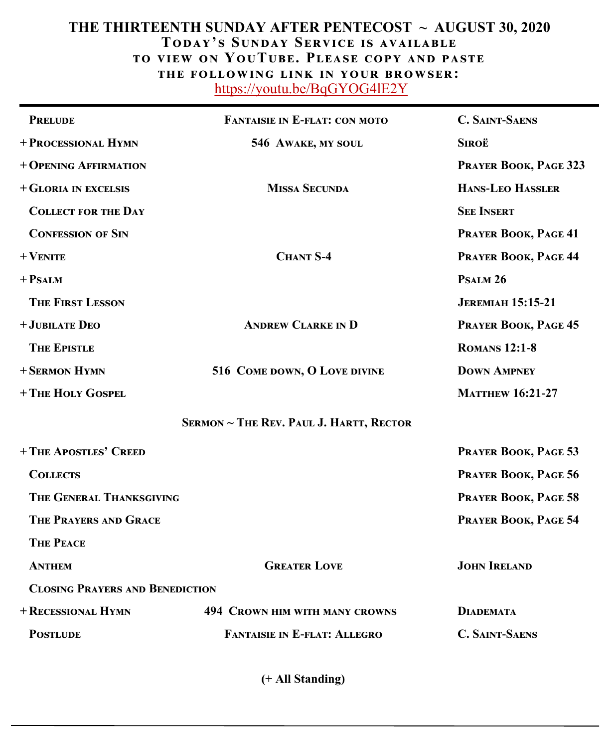# THE THIRTEENTH SUNDAY AFTER PENTECOST ~ AUGUST 30, 2020

**TODAY'S SUNDAY SERVICE IS AVAILABLE TO VIEW ON YOUTUBE. PLEASE COPY AND PASTE THE FOLLOWING LINK IN YOUR BROWSER:**

https://youtu.be/BqGYOG4lE2Y

| | | |
|---|---|---|
| **PRELUDE** | **FANTAISIE IN E-FLAT: CON MOTO** | **C. SAINT-SAENS** |
| **+ PROCESSIONAL HYMN** | **546 AWAKE, MY SOUL** | **SIROË** |
| **+ OPENING AFFIRMATION** | | **PRAYER BOOK, PAGE 323** |
| **+ GLORIA IN EXCELSIS** | **MISSA SECUNDA** | **HANS-LEO HASSLER** |
| **COLLECT FOR THE DAY** | | **SEE INSERT** |
| **CONFESSION OF SIN** | | **PRAYER BOOK, PAGE 41** |
| **+ VENITE** | **CHANT S-4** | **PRAYER BOOK, PAGE 44** |
| **+ PSALM** | | **PSALM 26** |
| **THE FIRST LESSON** | | **JEREMIAH 15:15-21** |
| **+ JUBILATE DEO** | **ANDREW CLARKE IN D** | **PRAYER BOOK, PAGE 45** |
| **THE EPISTLE** | | **ROMANS 12:1-8** |
| **+ SERMON HYMN** | **516 COME DOWN, O LOVE DIVINE** | **DOWN AMPNEY** |
| **+ THE HOLY GOSPEL** | | **MATTHEW 16:21-27** |

**SERMON ~ THE REV. PAUL J. HARTT, RECTOR**

| | | |
|---|---|---|
| **+ THE APOSTLES' CREED** | | **PRAYER BOOK, PAGE 53** |
| **COLLECTS** | | **PRAYER BOOK, PAGE 56** |
| **THE GENERAL THANKSGIVING** | | **PRAYER BOOK, PAGE 58** |
| **THE PRAYERS AND GRACE** | | **PRAYER BOOK, PAGE 54** |
| **THE PEACE** | | |
| **ANTHEM** | **GREATER LOVE** | **JOHN IRELAND** |
| **CLOSING PRAYERS AND BENEDICTION** | | |
| **+ RECESSIONAL HYMN** | **494 CROWN HIM WITH MANY CROWNS** | **DIADEMATA** |
| **POSTLUDE** | **FANTAISIE IN E-FLAT: ALLEGRO** | **C. SAINT-SAENS** |

**(+ All Standing)**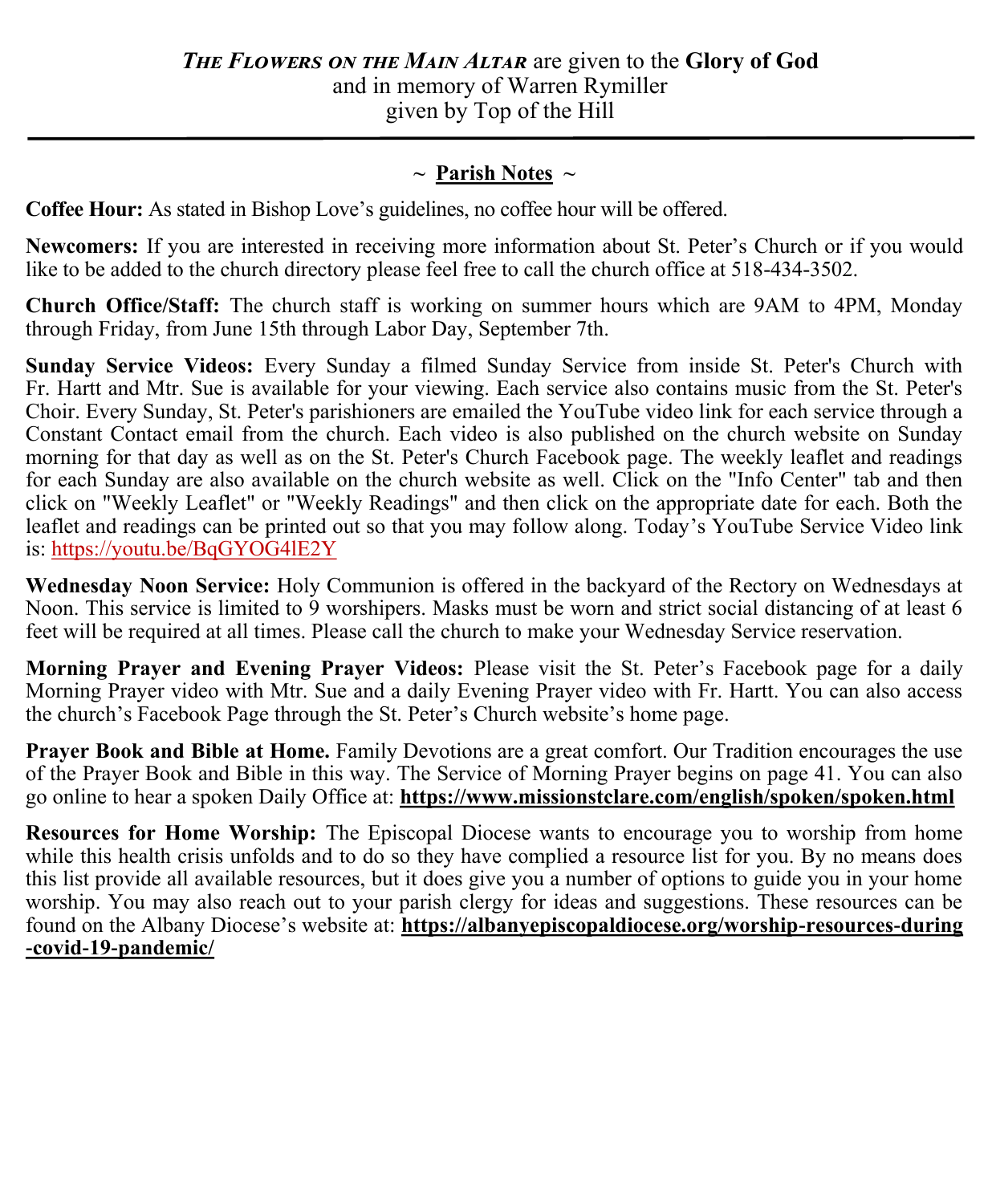***The Flowers on the Main Altar*** are given to the **Glory of God**
and in memory of Warren Rymiller
given by Top of the Hill

---

## ~ Parish Notes ~

**Coffee Hour:** As stated in Bishop Love's guidelines, no coffee hour will be offered.

**Newcomers:** If you are interested in receiving more information about St. Peter's Church or if you would like to be added to the church directory please feel free to call the church office at 518-434-3502.

**Church Office/Staff:** The church staff is working on summer hours which are 9AM to 4PM, Monday through Friday, from June 15th through Labor Day, September 7th.

**Sunday Service Videos:** Every Sunday a filmed Sunday Service from inside St. Peter's Church with Fr. Hartt and Mtr. Sue is available for your viewing. Each service also contains music from the St. Peter's Choir. Every Sunday, St. Peter's parishioners are emailed the YouTube video link for each service through a Constant Contact email from the church. Each video is also published on the church website on Sunday morning for that day as well as on the St. Peter's Church Facebook page. The weekly leaflet and readings for each Sunday are also available on the church website as well. Click on the "Info Center" tab and then click on "Weekly Leaflet" or "Weekly Readings" and then click on the appropriate date for each. Both the leaflet and readings can be printed out so that you may follow along. Today's YouTube Service Video link is: https://youtu.be/BqGYOG4lE2Y

**Wednesday Noon Service:** Holy Communion is offered in the backyard of the Rectory on Wednesdays at Noon. This service is limited to 9 worshipers. Masks must be worn and strict social distancing of at least 6 feet will be required at all times. Please call the church to make your Wednesday Service reservation.

**Morning Prayer and Evening Prayer Videos:** Please visit the St. Peter's Facebook page for a daily Morning Prayer video with Mtr. Sue and a daily Evening Prayer video with Fr. Hartt. You can also access the church's Facebook Page through the St. Peter's Church website's home page.

**Prayer Book and Bible at Home.** Family Devotions are a great comfort. Our Tradition encourages the use of the Prayer Book and Bible in this way. The Service of Morning Prayer begins on page 41. You can also go online to hear a spoken Daily Office at: **https://www.missionstclare.com/english/spoken/spoken.html**

**Resources for Home Worship:** The Episcopal Diocese wants to encourage you to worship from home while this health crisis unfolds and to do so they have complied a resource list for you. By no means does this list provide all available resources, but it does give you a number of options to guide you in your home worship. You may also reach out to your parish clergy for ideas and suggestions. These resources can be found on the Albany Diocese's website at: **https://albanyepiscopaldiocese.org/worship-resources-during-covid-19-pandemic/**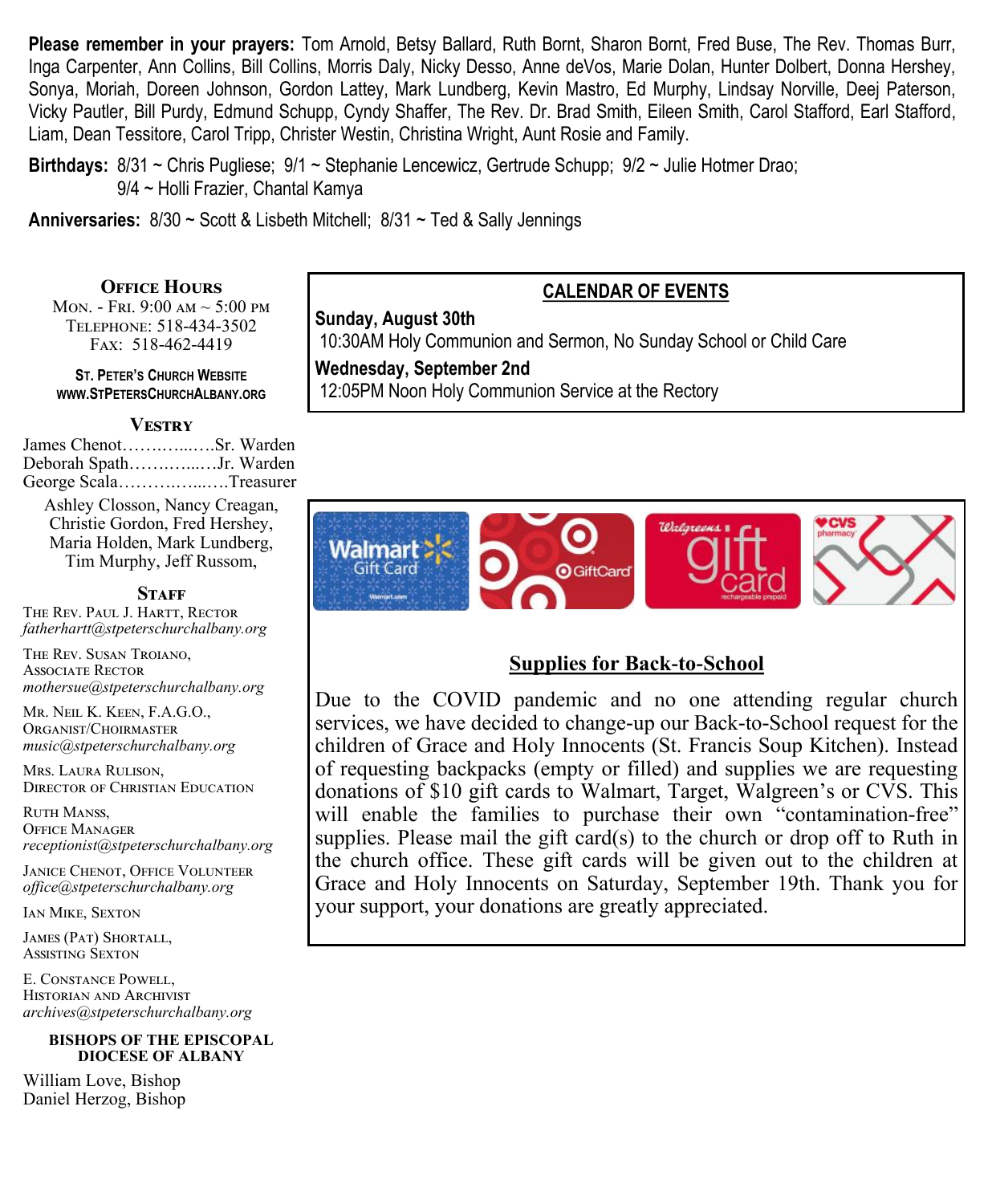**Please remember in your prayers:** Tom Arnold, Betsy Ballard, Ruth Bornt, Sharon Bornt, Fred Buse, The Rev. Thomas Burr, Inga Carpenter, Ann Collins, Bill Collins, Morris Daly, Nicky Desso, Anne deVos, Marie Dolan, Hunter Dolbert, Donna Hershey, Sonya, Moriah, Doreen Johnson, Gordon Lattey, Mark Lundberg, Kevin Mastro, Ed Murphy, Lindsay Norville, Deej Paterson, Vicky Pautler, Bill Purdy, Edmund Schupp, Cyndy Shaffer, The Rev. Dr. Brad Smith, Eileen Smith, Carol Stafford, Earl Stafford, Liam, Dean Tessitore, Carol Tripp, Christer Westin, Christina Wright, Aunt Rosie and Family.

**Birthdays:** 8/31 ~ Chris Pugliese; 9/1 ~ Stephanie Lencewicz, Gertrude Schupp; 9/2 ~ Julie Hotmer Drao; 9/4 ~ Holli Frazier, Chantal Kamya

**Anniversaries:** 8/30 ~ Scott & Lisbeth Mitchell; 8/31 ~ Ted & Sally Jennings

## CALENDAR OF EVENTS

**Sunday, August 30th**
10:30AM Holy Communion and Sermon, No Sunday School or Child Care

**Wednesday, September 2nd**
12:05PM Noon Holy Communion Service at the Rectory

## Supplies for Back-to-School

Due to the COVID pandemic and no one attending regular church services, we have decided to change-up our Back-to-School request for the children of Grace and Holy Innocents (St. Francis Soup Kitchen). Instead of requesting backpacks (empty or filled) and supplies we are requesting donations of $10 gift cards to Walmart, Target, Walgreen's or CVS. This will enable the families to purchase their own "contamination-free" supplies. Please mail the gift card(s) to the church or drop off to Ruth in the church office. These gift cards will be given out to the children at Grace and Holy Innocents on Saturday, September 19th. Thank you for your support, your donations are greatly appreciated.

### Office Hours

Mon. - Fri. 9:00 am ~ 5:00 pm
Telephone: 518-434-3502
Fax: 518-462-4419

**St. Peter's Church Website**
**www.StPetersChurchAlbany.org**

### Vestry

James Chenot……..…...….Sr. Warden
Deborah Spath……..…..….Jr. Warden
George Scala……….…...….Treasurer

Ashley Closson, Nancy Creagan, Christie Gordon, Fred Hershey, Maria Holden, Mark Lundberg, Tim Murphy, Jeff Russom,

### Staff

The Rev. Paul J. Hartt, Rector
*fatherhartt@stpeterschurchalbany.org*

The Rev. Susan Troiano, Associate Rector
*mothersue@stpeterschurchalbany.org*

Mr. Neil K. Keen, F.A.G.O., Organist/Choirmaster
*music@stpeterschurchalbany.org*

Mrs. Laura Rulison, Director of Christian Education

Ruth Manss, Office Manager
*receptionist@stpeterschurchalbany.org*

Janice Chenot, Office Volunteer
*office@stpeterschurchalbany.org*

Ian Mike, Sexton

James (Pat) Shortall, Assisting Sexton

E. Constance Powell, Historian and Archivist
*archives@stpeterschurchalbany.org*

**BISHOPS OF THE EPISCOPAL DIOCESE OF ALBANY**

William Love, Bishop
Daniel Herzog, Bishop